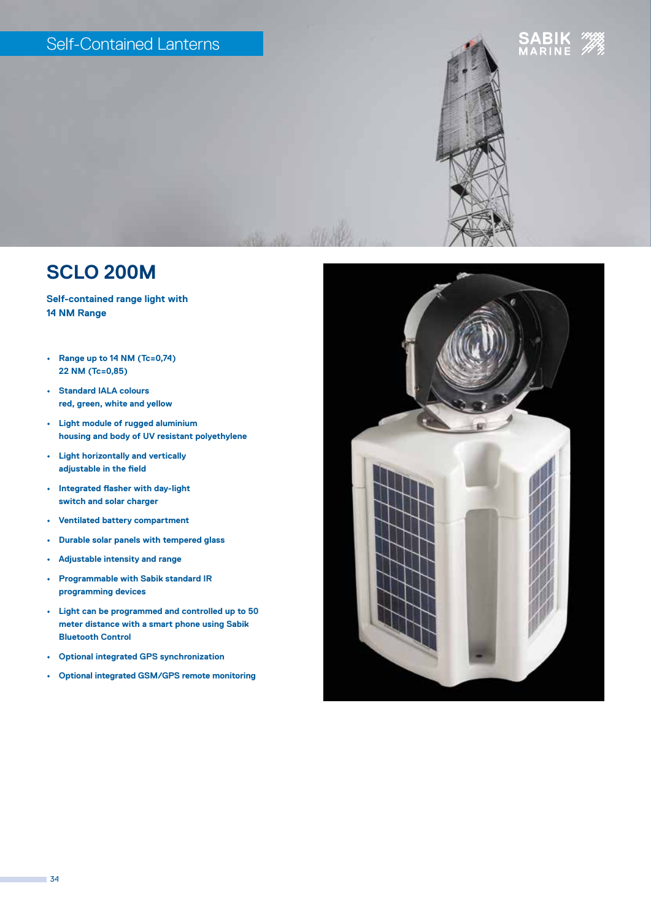Self-Contained Lanterns

# SCLO 200M

**Self-contained range light with 14 NM Range**

- Range up to 14 NM (Tc=0,74) 22 NM (Tc=0,85)
- Standard IALA colours red, green, white and yellow
- Light module of rugged aluminium housing and body of UV resistant polyethylene
- Light horizontally and vertically adjustable in the field
- Integrated flasher with day-light switch and solar charger
- Ventilated battery compartment
- Durable solar panels with tempered glass
- Adjustable intensity and range
- Programmable with Sabik standard IR programming devices
- Light can be programmed and controlled up to 50 meter distance with a smart phone using Sabik Bluetooth Control
- Optional integrated GPS synchronization
- Optional integrated GSM/GPS remote monitoring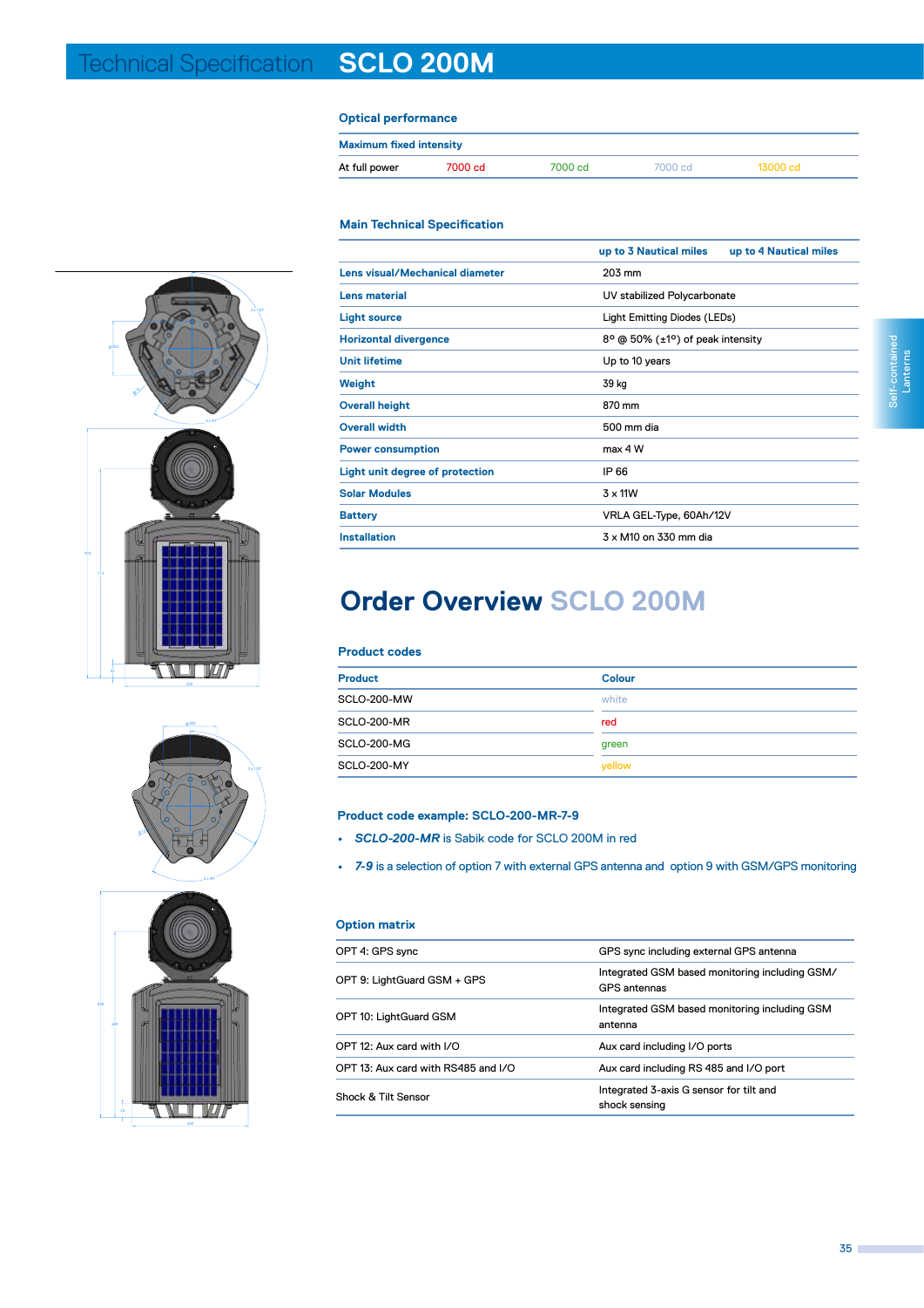# Technical Specification SCLO 200M

## Optical performance

| Maximum fixed intensity | | | | |
|---|---|---|---|---|
| At full power | 7000 cd | 7000 cd | 7000 cd | 13000 cd |

## Main Technical Specification

| | up to 3 Nautical miles | up to 4 Nautical miles |
|---|---|---|
| Lens visual/Mechanical diameter | 203 mm | |
| Lens material | UV stabilized Polycarbonate | |
| Light source | Light Emitting Diodes (LEDs) | |
| Horizontal divergence | 8° @ 50% (±1°) of peak intensity | |
| Unit lifetime | Up to 10 years | |
| Weight | 39 kg | |
| Overall height | 870 mm | |
| Overall width | 500 mm dia | |
| Power consumption | max 4 W | |
| Light unit degree of protection | IP 66 | |
| Solar Modules | 3 x 11W | |
| Battery | VRLA GEL-Type, 60Ah/12V | |
| Installation | 3 x M10 on 330 mm dia | |

# Order Overview SCLO 200M

## Product codes

| Product | Colour |
|---|---|
| SCLO-200-MW | white |
| SCLO-200-MR | red |
| SCLO-200-MG | green |
| SCLO-200-MY | yellow |

### Product code example: SCLO-200-MR-7-9

- ***SCLO-200-MR*** is Sabik code for SCLO 200M in red
- *7-9* is a selection of option 7 with external GPS antenna and option 9 with GSM/GPS monitoring

## Option matrix

| | |
|---|---|
| OPT 4: GPS sync | GPS sync including external GPS antenna |
| OPT 9: LightGuard GSM + GPS | Integrated GSM based monitoring including GSM/ GPS antennas |
| OPT 10: LightGuard GSM | Integrated GSM based monitoring including GSM antenna |
| OPT 12: Aux card with I/O | Aux card including I/O ports |
| OPT 13: Aux card with RS485 and I/O | Aux card including RS 485 and I/O port |
| Shock & Tilt Sensor | Integrated 3-axis G sensor for tilt and shock sensing |